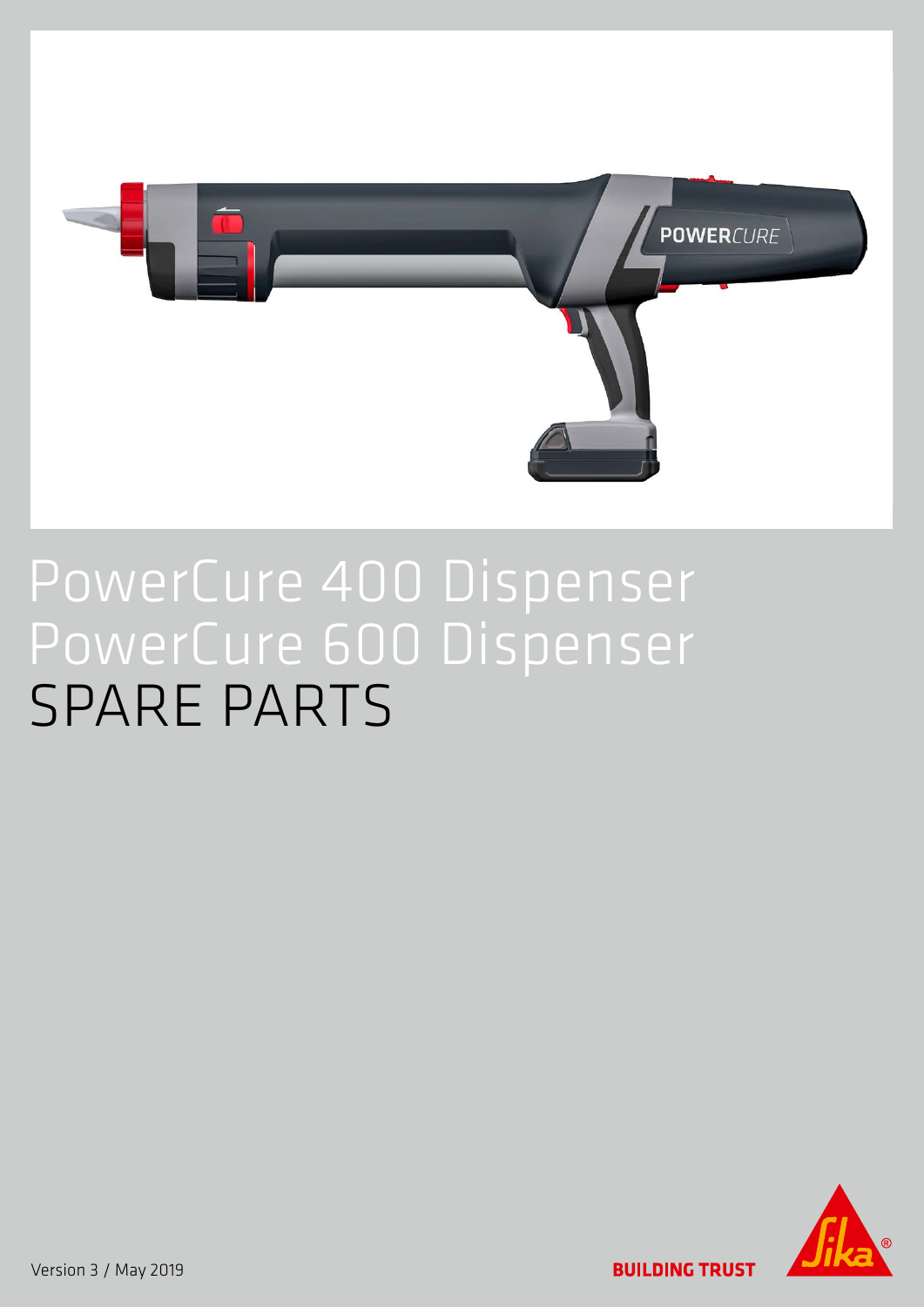# PowerCure 400 Dispenser
# PowerCure 600 Dispenser
# SPARE PARTS

Version 3 / May 2019

BUILDING TRUST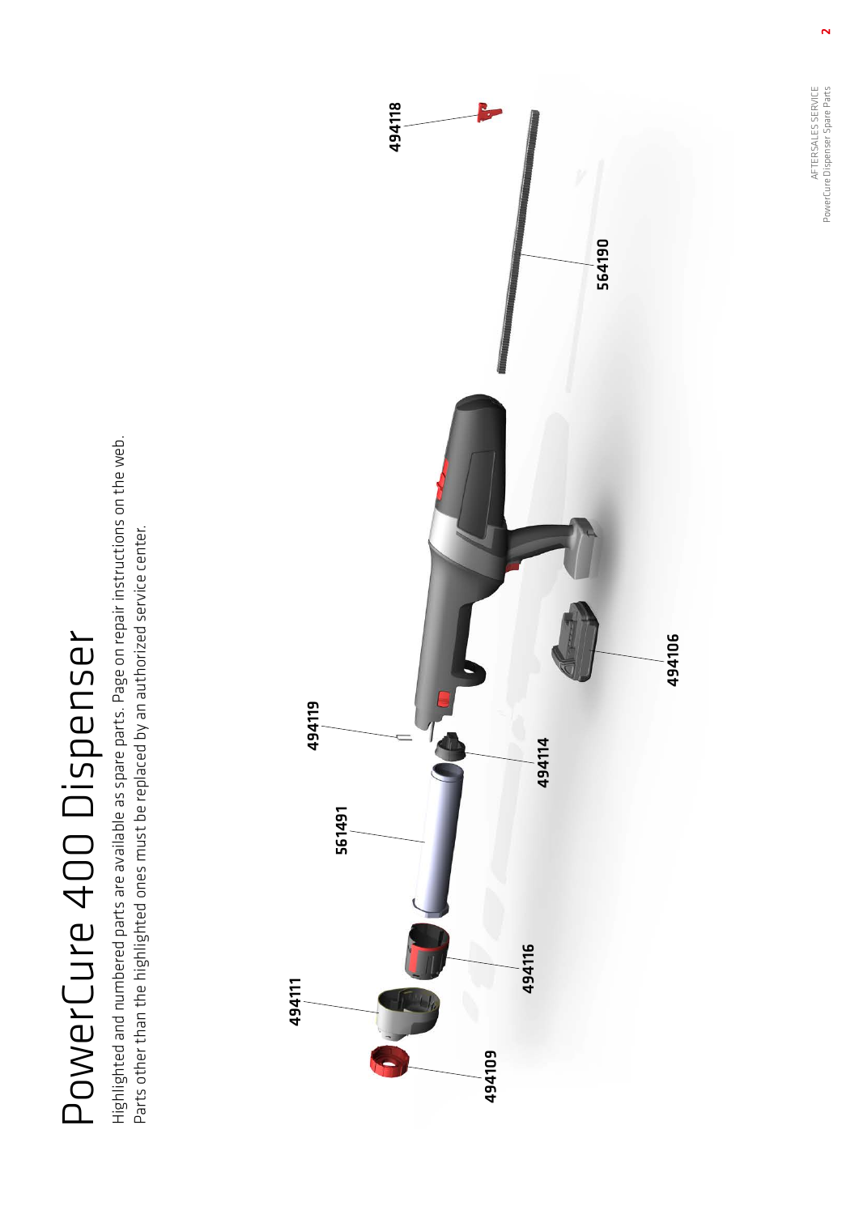# PowerCure 400 Dispenser

Highlighted and numbered parts are available as spare parts. Page on repair instructions on the web.
Parts other than the highlighted ones must be replaced by an authorized service center.

494111

561491

494119

494118

564190

494109

494116

494114

494106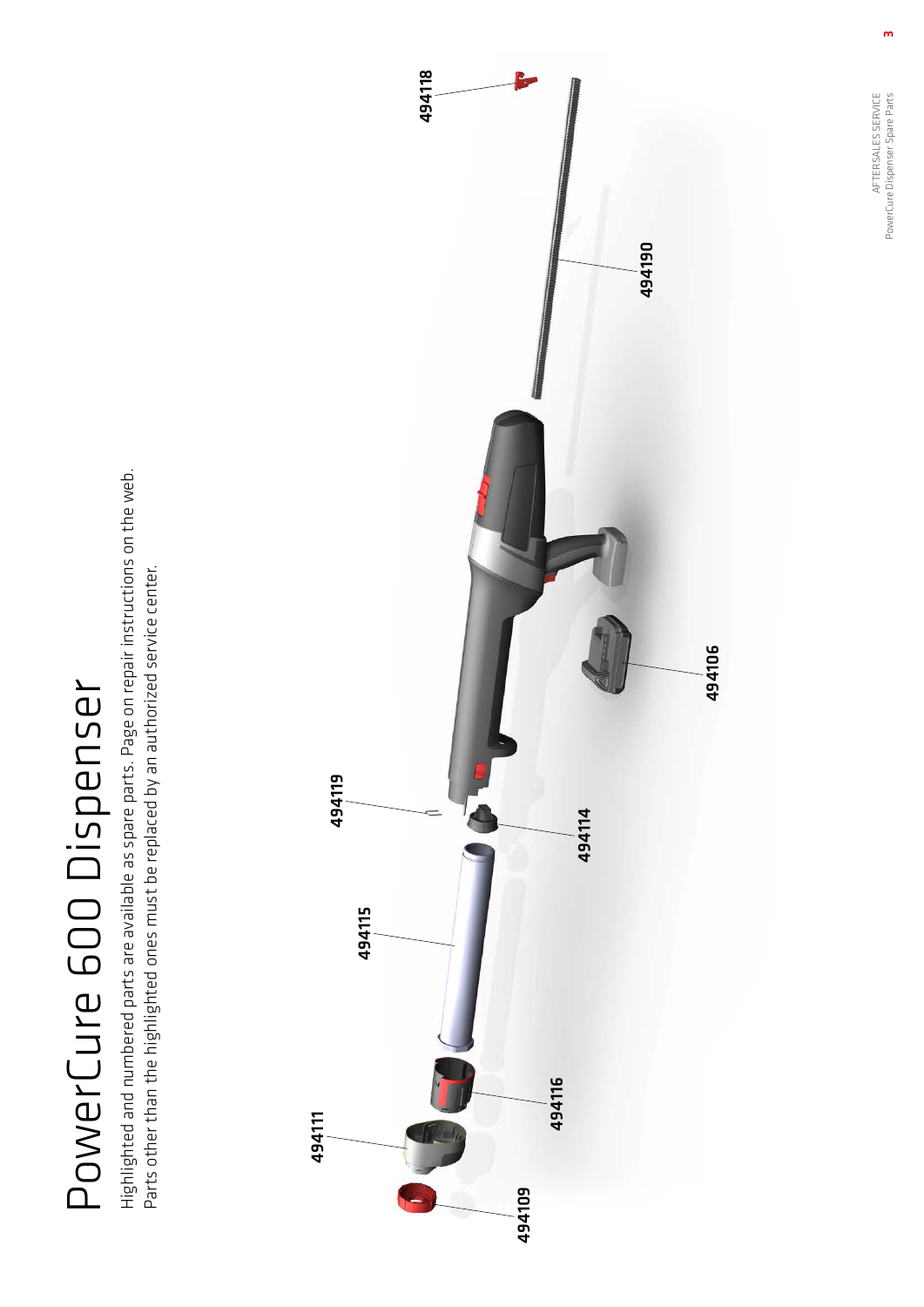# PowerCure 600 Dispenser

Highlighted and numbered parts are available as spare parts. Page on repair instructions on the web.
Parts other than the highlighted ones must be replaced by an authorized service center.

494118

494190

494106

494119

494114

494115

494116

494111

494109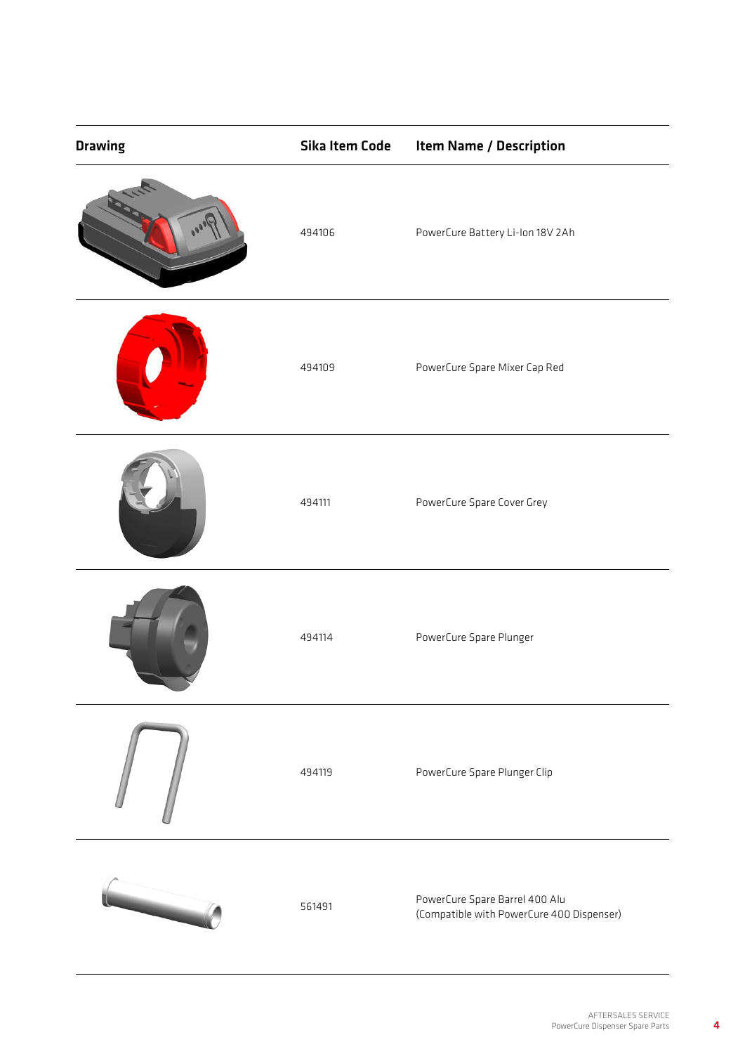| Drawing | Sika Item Code | Item Name / Description |
|---|---|---|
| | 494106 | PowerCure Battery Li-Ion 18V 2Ah |
| | 494109 | PowerCure Spare Mixer Cap Red |
| | 494111 | PowerCure Spare Cover Grey |
| | 494114 | PowerCure Spare Plunger |
| | 494119 | PowerCure Spare Plunger Clip |
| | 561491 | PowerCure Spare Barrel 400 Alu (Compatible with PowerCure 400 Dispenser) |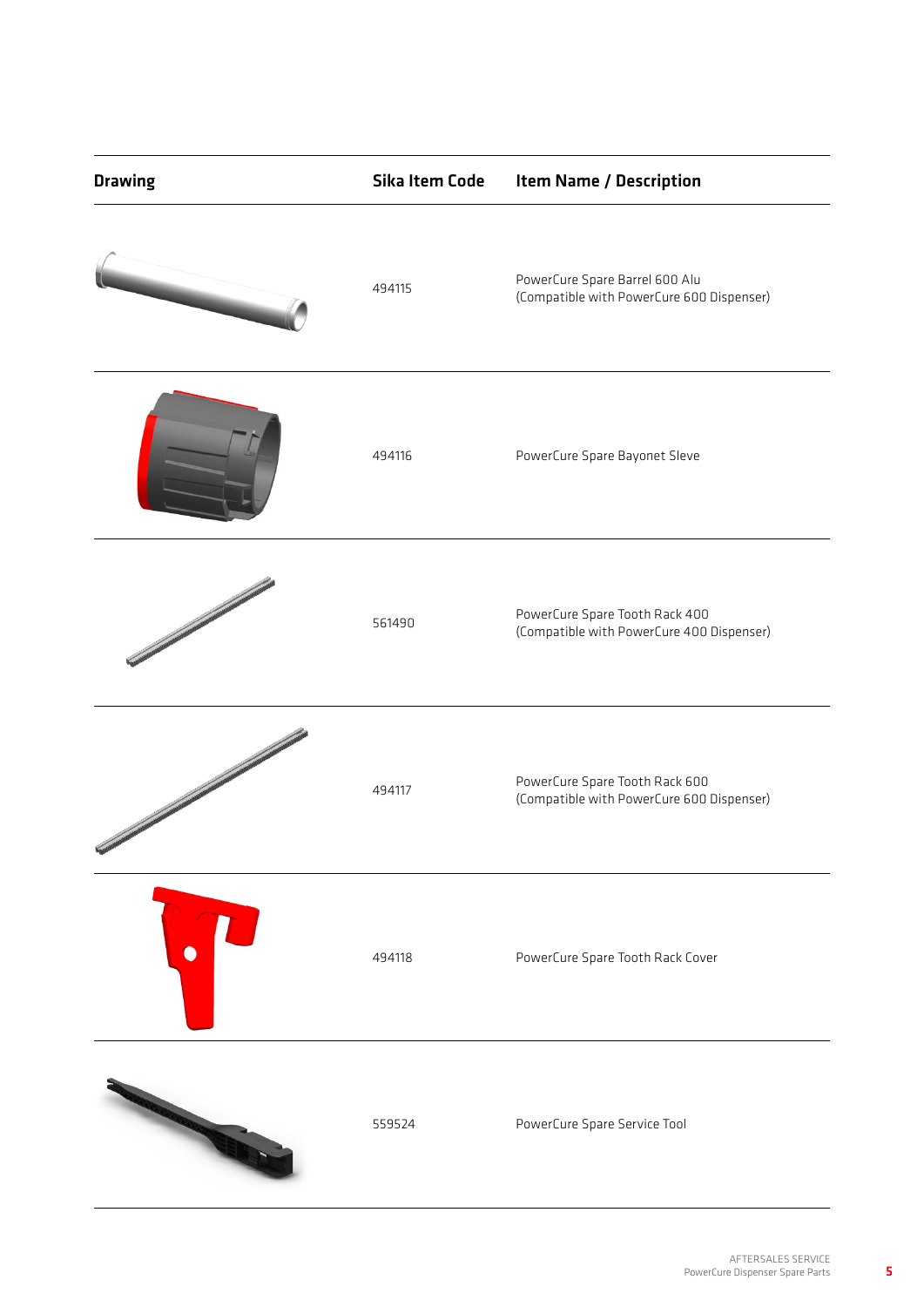| Drawing | Sika Item Code | Item Name / Description |
| --- | --- | --- |
| | 494115 | PowerCure Spare Barrel 600 Alu (Compatible with PowerCure 600 Dispenser) |
| | 494116 | PowerCure Spare Bayonet Sleve |
| | 561490 | PowerCure Spare Tooth Rack 400 (Compatible with PowerCure 400 Dispenser) |
| | 494117 | PowerCure Spare Tooth Rack 600 (Compatible with PowerCure 600 Dispenser) |
| | 494118 | PowerCure Spare Tooth Rack Cover |
| | 559524 | PowerCure Spare Service Tool |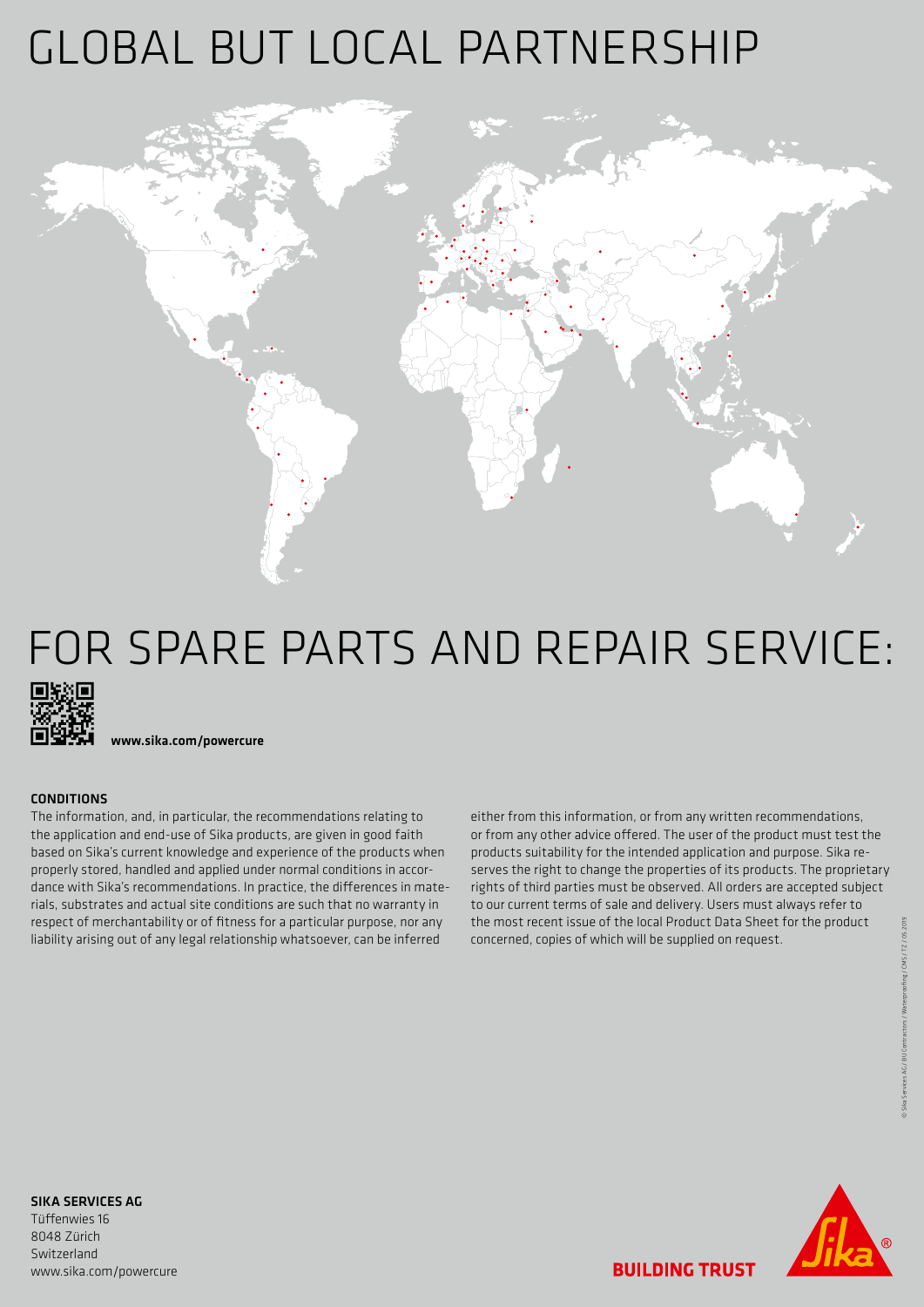# GLOBAL BUT LOCAL PARTNERSHIP

# FOR SPARE PARTS AND REPAIR SERVICE:

**www.sika.com/powercure**

**CONDITIONS**

The information, and, in particular, the recommendations relating to the application and end-use of Sika products, are given in good faith based on Sika's current knowledge and experience of the products when properly stored, handled and applied under normal conditions in accordance with Sika's recommendations. In practice, the differences in materials, substrates and actual site conditions are such that no warranty in respect of merchantability or of fitness for a particular purpose, nor any liability arising out of any legal relationship whatsoever, can be inferred either from this information, or from any written recommendations, or from any other advice offered. The user of the product must test the products suitability for the intended application and purpose. Sika reserves the right to change the properties of its products. The proprietary rights of third parties must be observed. All orders are accepted subject to our current terms of sale and delivery. Users must always refer to the most recent issue of the local Product Data Sheet for the product concerned, copies of which will be supplied on request.

© Sika Services AG / BU Contractors / Waterproofing / CMS / TZ / 05.2019

**SIKA SERVICES AG**
Tüffenwies 16
8048 Zürich
Switzerland
www.sika.com/powercure

**BUILDING TRUST**